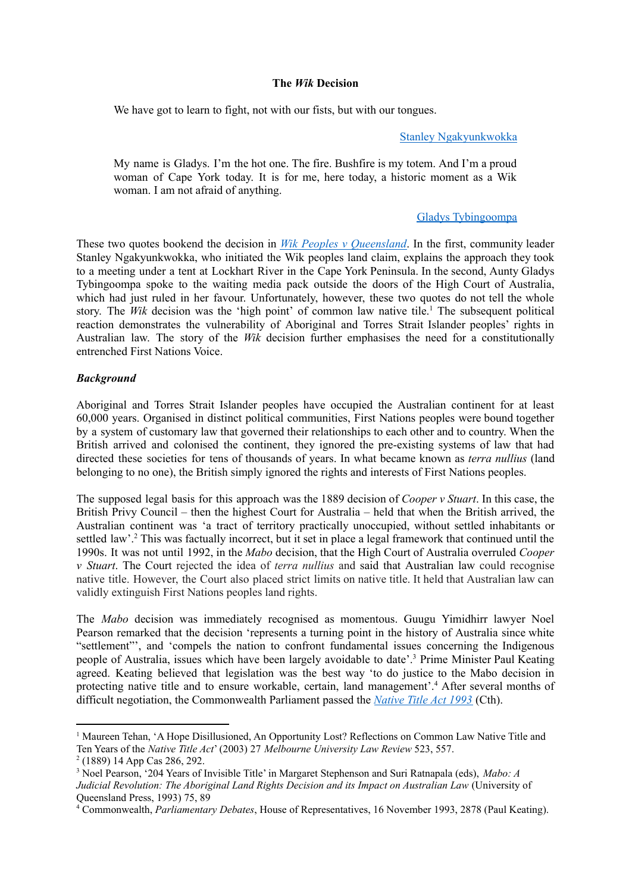**The *Wik* Decision**

> We have got to learn to fight, not with our fists, but with our tongues.
>
> Stanley Ngakyunkwokka

> My name is Gladys. I'm the hot one. The fire. Bushfire is my totem. And I'm a proud woman of Cape York today. It is for me, here today, a historic moment as a Wik woman. I am not afraid of anything.
>
> Gladys Tybingoompa

These two quotes bookend the decision in *Wik Peoples v Queensland*. In the first, community leader Stanley Ngakyunkwokka, who initiated the Wik peoples land claim, explains the approach they took to a meeting under a tent at Lockhart River in the Cape York Peninsula. In the second, Aunty Gladys Tybingoompa spoke to the waiting media pack outside the doors of the High Court of Australia, which had just ruled in her favour. Unfortunately, however, these two quotes do not tell the whole story. The *Wik* decision was the 'high point' of common law native title.[1] The subsequent political reaction demonstrates the vulnerability of Aboriginal and Torres Strait Islander peoples' rights in Australian law. The story of the *Wik* decision further emphasises the need for a constitutionally entrenched First Nations Voice.

***Background***

Aboriginal and Torres Strait Islander peoples have occupied the Australian continent for at least 60,000 years. Organised in distinct political communities, First Nations peoples were bound together by a system of customary law that governed their relationships to each other and to country. When the British arrived and colonised the continent, they ignored the pre-existing systems of law that had directed these societies for tens of thousands of years. In what became known as *terra nullius* (land belonging to no one), the British simply ignored the rights and interests of First Nations peoples.

The supposed legal basis for this approach was the 1889 decision of *Cooper v Stuart*. In this case, the British Privy Council – then the highest Court for Australia – held that when the British arrived, the Australian continent was 'a tract of territory practically unoccupied, without settled inhabitants or settled law'.[2] This was factually incorrect, but it set in place a legal framework that continued until the 1990s. It was not until 1992, in the *Mabo* decision, that the High Court of Australia overruled *Cooper v Stuart*. The Court rejected the idea of *terra nullius* and said that Australian law could recognise native title. However, the Court also placed strict limits on native title. It held that Australian law can validly extinguish First Nations peoples land rights.

The *Mabo* decision was immediately recognised as momentous. Guugu Yimidhirr lawyer Noel Pearson remarked that the decision 'represents a turning point in the history of Australia since white "settlement"', and 'compels the nation to confront fundamental issues concerning the Indigenous people of Australia, issues which have been largely avoidable to date'.[3] Prime Minister Paul Keating agreed. Keating believed that legislation was the best way 'to do justice to the Mabo decision in protecting native title and to ensure workable, certain, land management'.[4] After several months of difficult negotiation, the Commonwealth Parliament passed the *Native Title Act 1993* (Cth).

---

[1] Maureen Tehan, 'A Hope Disillusioned, An Opportunity Lost? Reflections on Common Law Native Title and Ten Years of the *Native Title Act*' (2003) 27 *Melbourne University Law Review* 523, 557.

[2] (1889) 14 App Cas 286, 292.

[3] Noel Pearson, '204 Years of Invisible Title' in Margaret Stephenson and Suri Ratnapala (eds), *Mabo: A Judicial Revolution: The Aboriginal Land Rights Decision and its Impact on Australian Law* (University of Queensland Press, 1993) 75, 89

[4] Commonwealth, *Parliamentary Debates*, House of Representatives, 16 November 1993, 2878 (Paul Keating).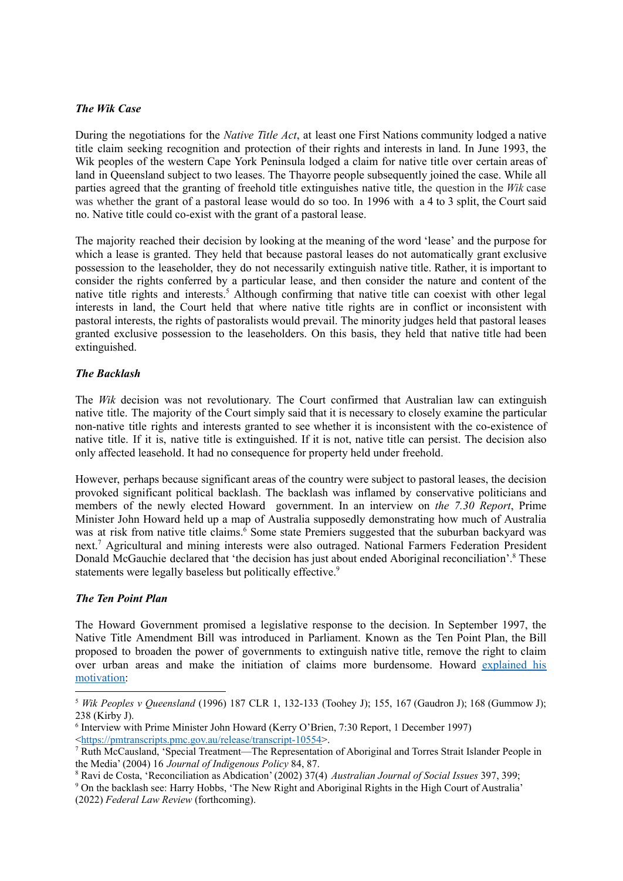### *The Wik Case*

During the negotiations for the *Native Title Act*, at least one First Nations community lodged a native title claim seeking recognition and protection of their rights and interests in land. In June 1993, the Wik peoples of the western Cape York Peninsula lodged a claim for native title over certain areas of land in Queensland subject to two leases. The Thayorre people subsequently joined the case. While all parties agreed that the granting of freehold title extinguishes native title, the question in the *Wik* case was whether the grant of a pastoral lease would do so too. In 1996 with a 4 to 3 split, the Court said no. Native title could co-exist with the grant of a pastoral lease.

The majority reached their decision by looking at the meaning of the word 'lease' and the purpose for which a lease is granted. They held that because pastoral leases do not automatically grant exclusive possession to the leaseholder, they do not necessarily extinguish native title. Rather, it is important to consider the rights conferred by a particular lease, and then consider the nature and content of the native title rights and interests.[5] Although confirming that native title can coexist with other legal interests in land, the Court held that where native title rights are in conflict or inconsistent with pastoral interests, the rights of pastoralists would prevail. The minority judges held that pastoral leases granted exclusive possession to the leaseholders. On this basis, they held that native title had been extinguished.

### *The Backlash*

The *Wik* decision was not revolutionary. The Court confirmed that Australian law can extinguish native title. The majority of the Court simply said that it is necessary to closely examine the particular non-native title rights and interests granted to see whether it is inconsistent with the co-existence of native title. If it is, native title is extinguished. If it is not, native title can persist. The decision also only affected leasehold. It had no consequence for property held under freehold.

However, perhaps because significant areas of the country were subject to pastoral leases, the decision provoked significant political backlash. The backlash was inflamed by conservative politicians and members of the newly elected Howard government. In an interview on *the 7.30 Report*, Prime Minister John Howard held up a map of Australia supposedly demonstrating how much of Australia was at risk from native title claims.[6] Some state Premiers suggested that the suburban backyard was next.[7] Agricultural and mining interests were also outraged. National Farmers Federation President Donald McGauchie declared that 'the decision has just about ended Aboriginal reconciliation'.[8] These statements were legally baseless but politically effective.[9]

### *The Ten Point Plan*

The Howard Government promised a legislative response to the decision. In September 1997, the Native Title Amendment Bill was introduced in Parliament. Known as the Ten Point Plan, the Bill proposed to broaden the power of governments to extinguish native title, remove the right to claim over urban areas and make the initiation of claims more burdensome. Howard [explained his motivation]:

---

[5] *Wik Peoples v Queensland* (1996) 187 CLR 1, 132-133 (Toohey J); 155, 167 (Gaudron J); 168 (Gummow J); 238 (Kirby J).

[6] Interview with Prime Minister John Howard (Kerry O'Brien, 7:30 Report, 1 December 1997) <https://pmtranscripts.pmc.gov.au/release/transcript-10554>.

[7] Ruth McCausland, 'Special Treatment—The Representation of Aboriginal and Torres Strait Islander People in the Media' (2004) 16 *Journal of Indigenous Policy* 84, 87.

[8] Ravi de Costa, 'Reconciliation as Abdication' (2002) 37(4) *Australian Journal of Social Issues* 397, 399;

[9] On the backlash see: Harry Hobbs, 'The New Right and Aboriginal Rights in the High Court of Australia' (2022) *Federal Law Review* (forthcoming).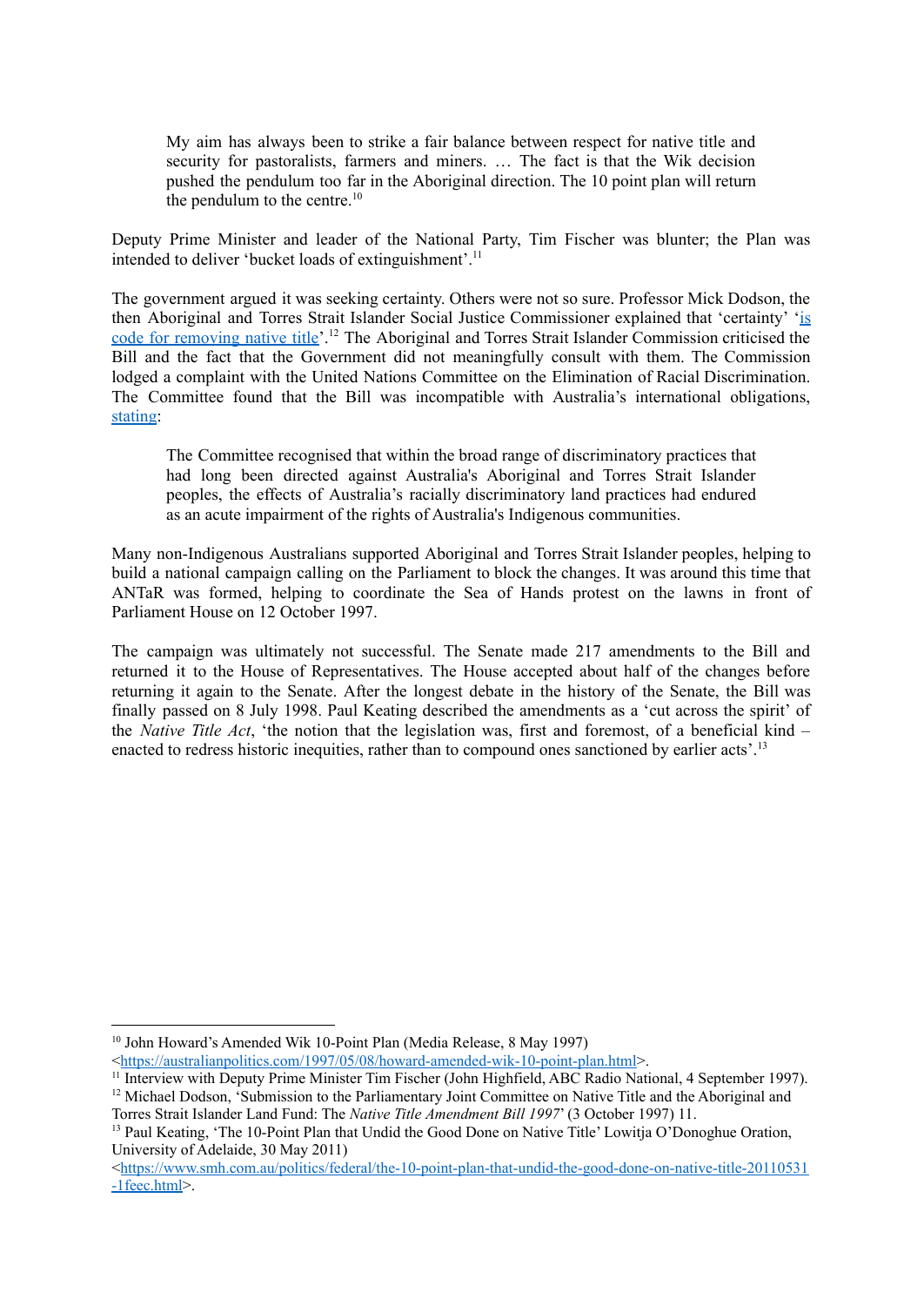> My aim has always been to strike a fair balance between respect for native title and security for pastoralists, farmers and miners. … The fact is that the Wik decision pushed the pendulum too far in the Aboriginal direction. The 10 point plan will return the pendulum to the centre.[10]

Deputy Prime Minister and leader of the National Party, Tim Fischer was blunter; the Plan was intended to deliver 'bucket loads of extinguishment'.[11]

The government argued it was seeking certainty. Others were not so sure. Professor Mick Dodson, the then Aboriginal and Torres Strait Islander Social Justice Commissioner explained that 'certainty' 'is code for removing native title'.[12] The Aboriginal and Torres Strait Islander Commission criticised the Bill and the fact that the Government did not meaningfully consult with them. The Commission lodged a complaint with the United Nations Committee on the Elimination of Racial Discrimination. The Committee found that the Bill was incompatible with Australia's international obligations, stating:

> The Committee recognised that within the broad range of discriminatory practices that had long been directed against Australia's Aboriginal and Torres Strait Islander peoples, the effects of Australia's racially discriminatory land practices had endured as an acute impairment of the rights of Australia's Indigenous communities.

Many non-Indigenous Australians supported Aboriginal and Torres Strait Islander peoples, helping to build a national campaign calling on the Parliament to block the changes. It was around this time that ANTaR was formed, helping to coordinate the Sea of Hands protest on the lawns in front of Parliament House on 12 October 1997.

The campaign was ultimately not successful. The Senate made 217 amendments to the Bill and returned it to the House of Representatives. The House accepted about half of the changes before returning it again to the Senate. After the longest debate in the history of the Senate, the Bill was finally passed on 8 July 1998. Paul Keating described the amendments as a 'cut across the spirit' of the *Native Title Act*, 'the notion that the legislation was, first and foremost, of a beneficial kind – enacted to redress historic inequities, rather than to compound ones sanctioned by earlier acts'.[13]

---

[10] John Howard's Amended Wik 10-Point Plan (Media Release, 8 May 1997) <https://australianpolitics.com/1997/05/08/howard-amended-wik-10-point-plan.html>.

[11] Interview with Deputy Prime Minister Tim Fischer (John Highfield, ABC Radio National, 4 September 1997).

[12] Michael Dodson, 'Submission to the Parliamentary Joint Committee on Native Title and the Aboriginal and Torres Strait Islander Land Fund: The *Native Title Amendment Bill 1997*' (3 October 1997) 11.

[13] Paul Keating, 'The 10-Point Plan that Undid the Good Done on Native Title' Lowitja O'Donoghue Oration, University of Adelaide, 30 May 2011) <https://www.smh.com.au/politics/federal/the-10-point-plan-that-undid-the-good-done-on-native-title-20110531-1feec.html>.